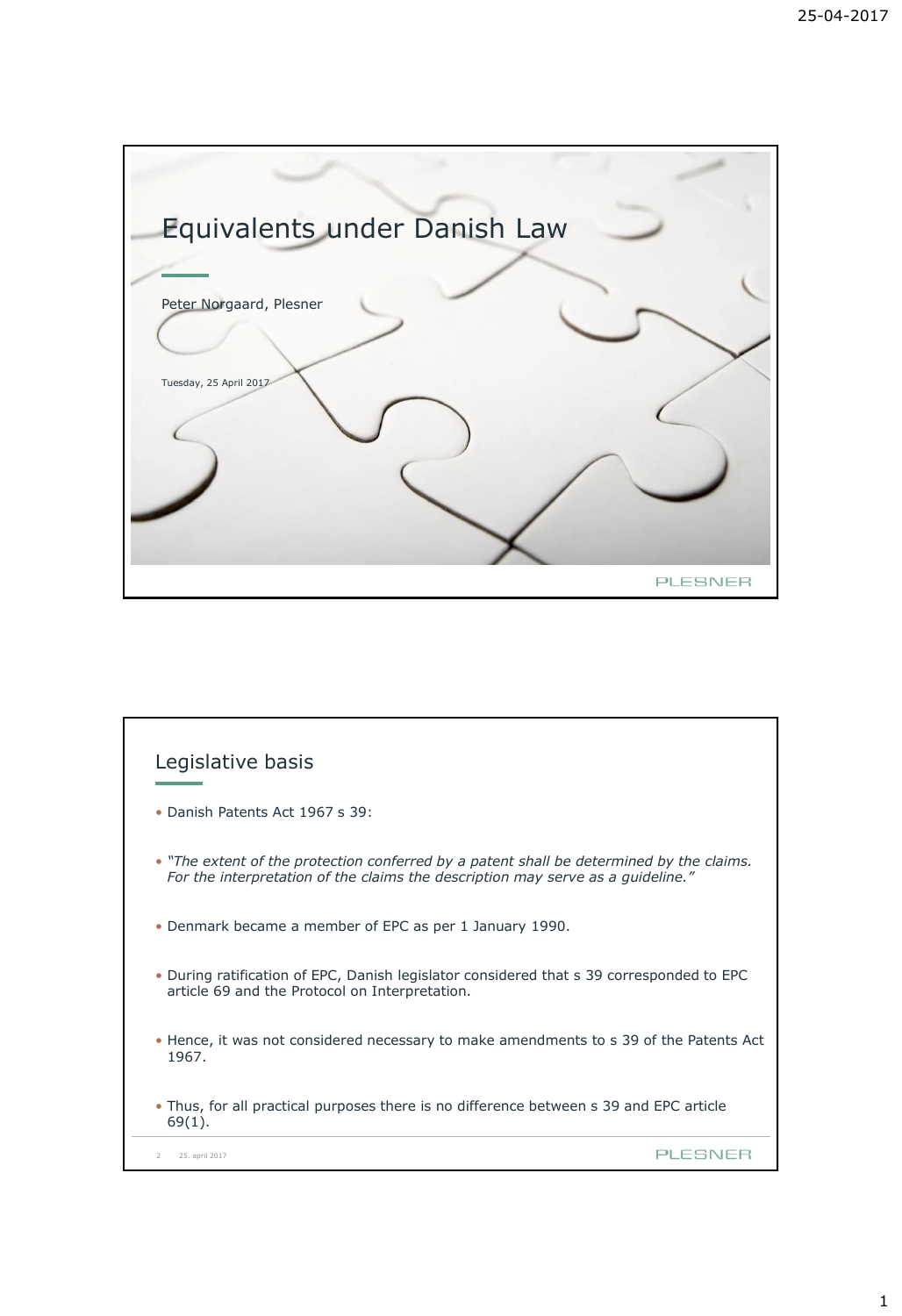# Equivalents under Danish Law

Peter Norgaard, Plesner

Tuesday, 25 April 2017

PLESNER

## Legislative basis

- Danish Patents Act 1967 s 39:
- *"The extent of the protection conferred by a patent shall be determined by the claims. For the interpretation of the claims the description may serve as a guideline."*
- Denmark became a member of EPC as per 1 January 1990.
- During ratification of EPC, Danish legislator considered that s 39 corresponded to EPC article 69 and the Protocol on Interpretation.
- Hence, it was not considered necessary to make amendments to s 39 of the Patents Act 1967.
- Thus, for all practical purposes there is no difference between s 39 and EPC article 69(1).

PLESNER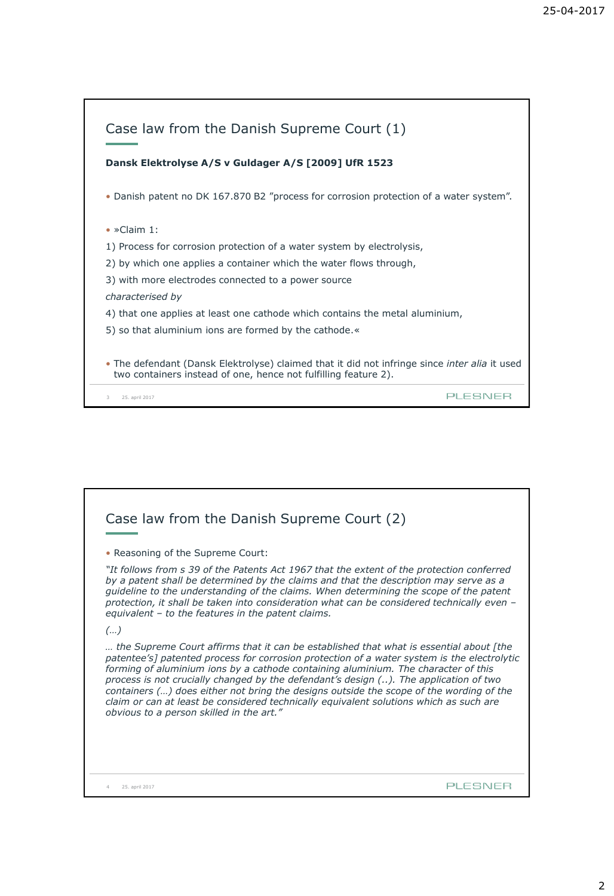## Case law from the Danish Supreme Court (1)

**Dansk Elektrolyse A/S v Guldager A/S [2009] UfR 1523**

- Danish patent no DK 167.870 B2 "process for corrosion protection of a water system".

- »Claim 1:

1) Process for corrosion protection of a water system by electrolysis,

2) by which one applies a container which the water flows through,

3) with more electrodes connected to a power source

*characterised by*

4) that one applies at least one cathode which contains the metal aluminium,

5) so that aluminium ions are formed by the cathode.«

- The defendant (Dansk Elektrolyse) claimed that it did not infringe since *inter alia* it used two containers instead of one, hence not fulfilling feature 2).

## Case law from the Danish Supreme Court (2)

- Reasoning of the Supreme Court:

*"It follows from s 39 of the Patents Act 1967 that the extent of the protection conferred by a patent shall be determined by the claims and that the description may serve as a guideline to the understanding of the claims. When determining the scope of the patent protection, it shall be taken into consideration what can be considered technically even – equivalent – to the features in the patent claims.*

*(…)*

*… the Supreme Court affirms that it can be established that what is essential about [the patentee's] patented process for corrosion protection of a water system is the electrolytic forming of aluminium ions by a cathode containing aluminium. The character of this process is not crucially changed by the defendant's design (..). The application of two containers (…) does either not bring the designs outside the scope of the wording of the claim or can at least be considered technically equivalent solutions which as such are obvious to a person skilled in the art."*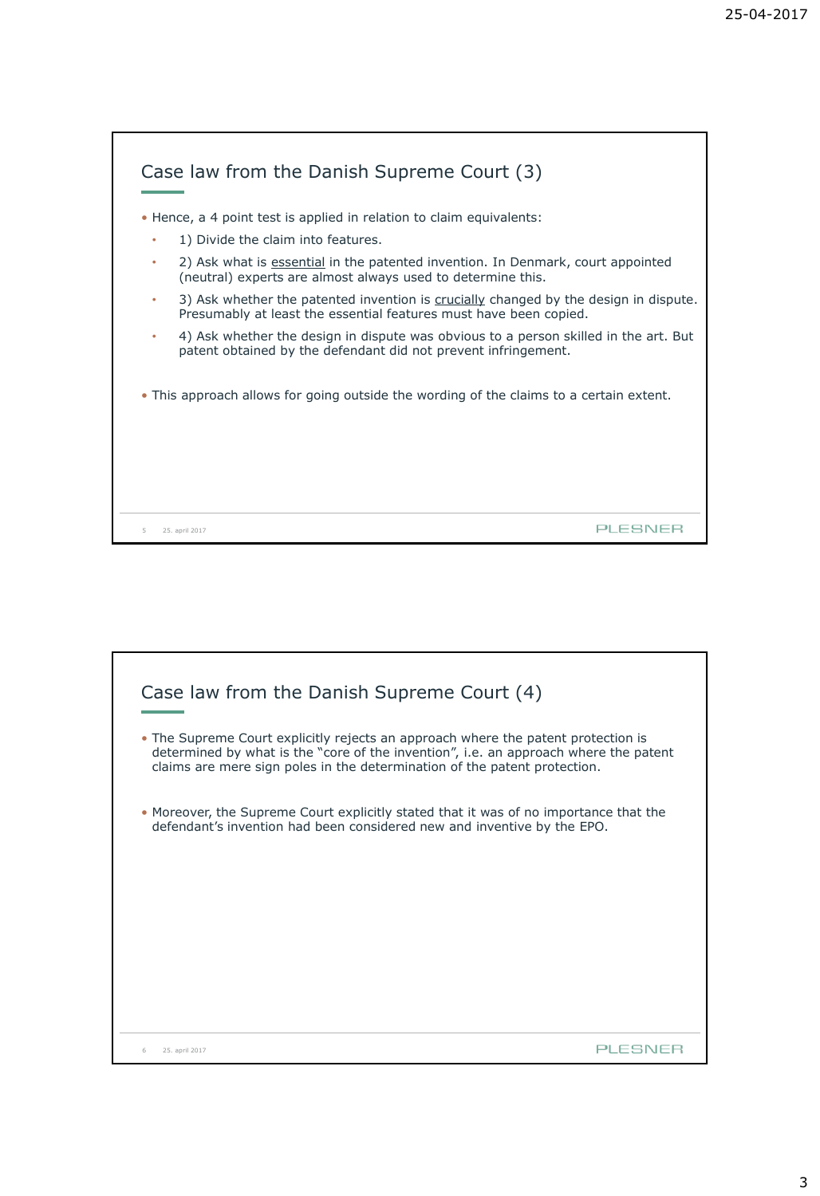## Case law from the Danish Supreme Court (3)

- Hence, a 4 point test is applied in relation to claim equivalents:
  - 1) Divide the claim into features.
  - 2) Ask what is <u>essential</u> in the patented invention. In Denmark, court appointed (neutral) experts are almost always used to determine this.
  - 3) Ask whether the patented invention is <u>crucially</u> changed by the design in dispute. Presumably at least the essential features must have been copied.
  - 4) Ask whether the design in dispute was obvious to a person skilled in the art. But patent obtained by the defendant did not prevent infringement.
- This approach allows for going outside the wording of the claims to a certain extent.

## Case law from the Danish Supreme Court (4)

- The Supreme Court explicitly rejects an approach where the patent protection is determined by what is the "core of the invention", i.e. an approach where the patent claims are mere sign poles in the determination of the patent protection.
- Moreover, the Supreme Court explicitly stated that it was of no importance that the defendant's invention had been considered new and inventive by the EPO.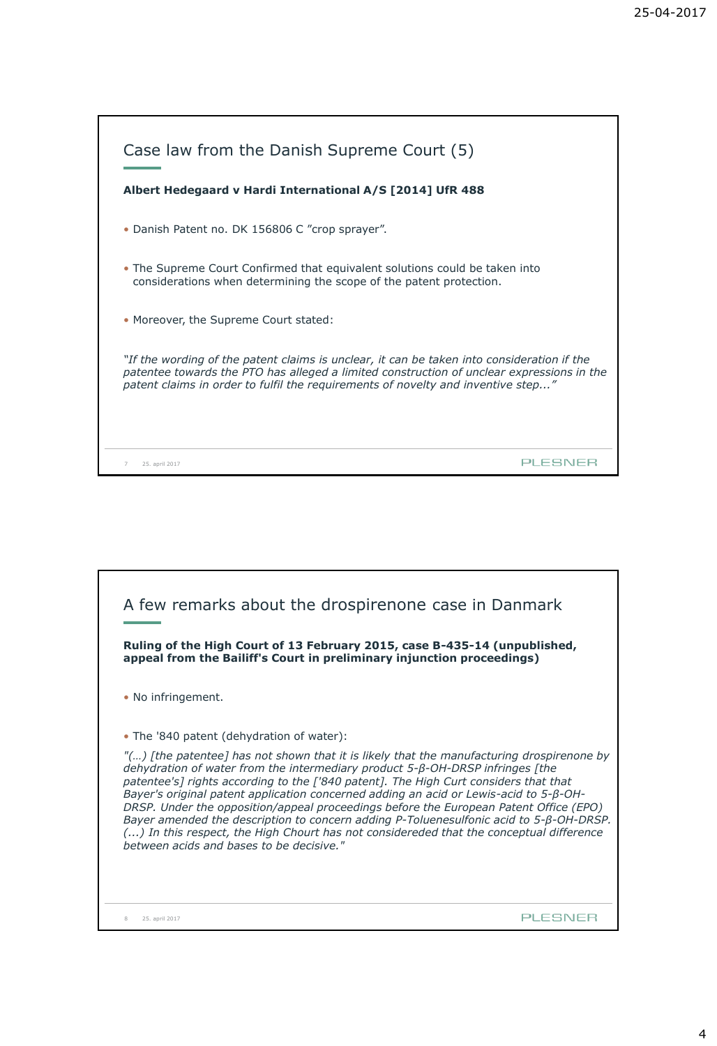## Case law from the Danish Supreme Court (5)

**Albert Hedegaard v Hardi International A/S [2014] UfR 488**

- Danish Patent no. DK 156806 C ”crop sprayer”.
- The Supreme Court Confirmed that equivalent solutions could be taken into considerations when determining the scope of the patent protection.
- Moreover, the Supreme Court stated:

*“If the wording of the patent claims is unclear, it can be taken into consideration if the patentee towards the PTO has alleged a limited construction of unclear expressions in the patent claims in order to fulfil the requirements of novelty and inventive step...”*

## A few remarks about the drospirenone case in Danmark

**Ruling of the High Court of 13 February 2015, case B-435-14 (unpublished, appeal from the Bailiff's Court in preliminary injunction proceedings)**

- No infringement.
- The '840 patent (dehydration of water):

*"(…) [the patentee] has not shown that it is likely that the manufacturing drospirenone by dehydration of water from the intermediary product 5-β-OH-DRSP infringes [the patentee's] rights according to the ['840 patent]. The High Curt considers that that Bayer's original patent application concerned adding an acid or Lewis-acid to 5-β-OH-DRSP. Under the opposition/appeal proceedings before the European Patent Office (EPO) Bayer amended the description to concern adding P-Toluenesulfonic acid to 5-β-OH-DRSP. (...) In this respect, the High Chourt has not considereded that the conceptual difference between acids and bases to be decisive."*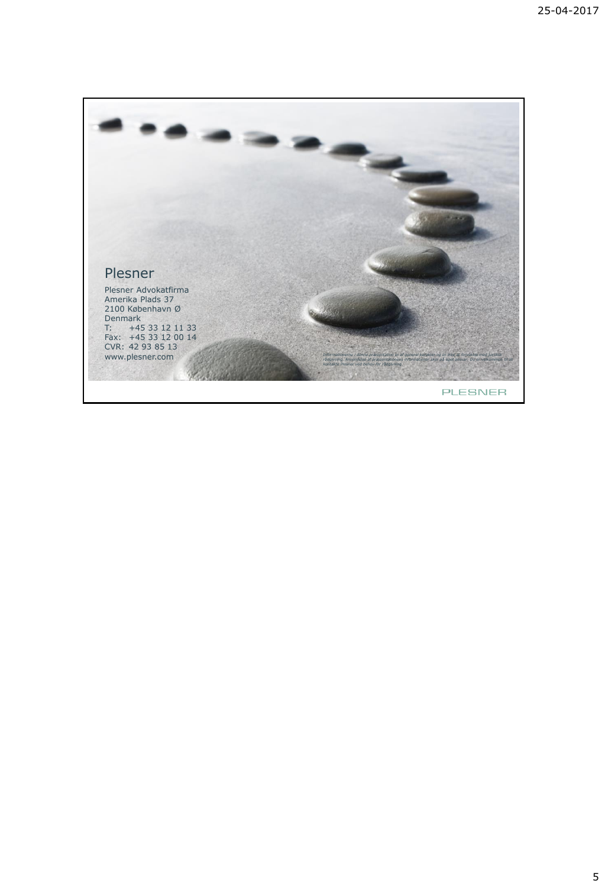Plesner

Plesner Advokatfirma
Amerika Plads 37
2100 København Ø
Denmark
T: +45 33 12 11 33
Fax: +45 33 12 00 14
CVR: 42 93 85 13
www.plesner.com

*Informationerne i denne præsentation er af generel karakter og er ikke at forveksle med juridisk rådgivning. Anvendelse af præsentationens informationer sker på eget ansvar. Du er velkommen til at kontakte Plesner ved behov for rådgivning.*

PLESNER